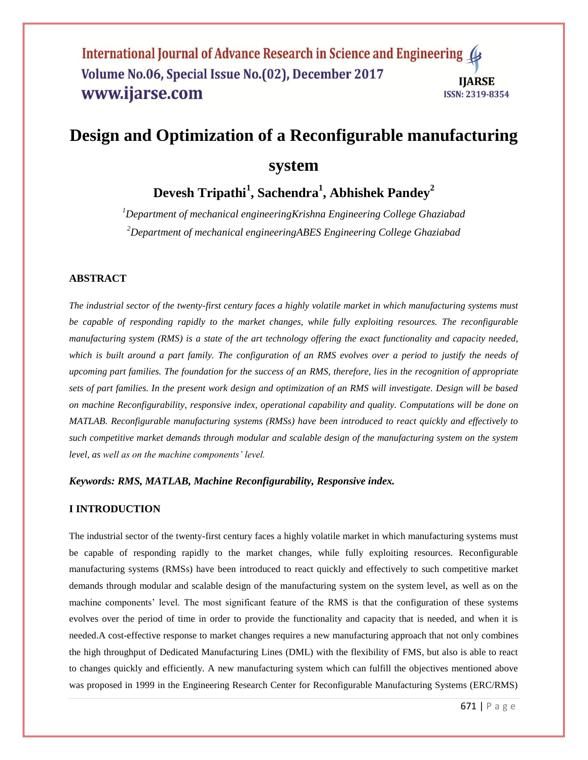# Design and Optimization of a Reconfigurable manufacturing system

**Devesh Tripathi[1], Sachendra[1], Abhishek Pandey[2]**

*[1]Department of mechanical engineeringKrishna Engineering College Ghaziabad*

*[2]Department of mechanical engineeringABES Engineering College Ghaziabad*

## ABSTRACT

*The industrial sector of the twenty-first century faces a highly volatile market in which manufacturing systems must be capable of responding rapidly to the market changes, while fully exploiting resources. The reconfigurable manufacturing system (RMS) is a state of the art technology offering the exact functionality and capacity needed, which is built around a part family. The configuration of an RMS evolves over a period to justify the needs of upcoming part families. The foundation for the success of an RMS, therefore, lies in the recognition of appropriate sets of part families. In the present work design and optimization of an RMS will investigate. Design will be based on machine Reconfigurability, responsive index, operational capability and quality. Computations will be done on MATLAB. Reconfigurable manufacturing systems (RMSs) have been introduced to react quickly and effectively to such competitive market demands through modular and scalable design of the manufacturing system on the system level, as well as on the machine components' level.*

***Keywords: RMS, MATLAB, Machine Reconfigurability, Responsive index.***

## I INTRODUCTION

The industrial sector of the twenty-first century faces a highly volatile market in which manufacturing systems must be capable of responding rapidly to the market changes, while fully exploiting resources. Reconfigurable manufacturing systems (RMSs) have been introduced to react quickly and effectively to such competitive market demands through modular and scalable design of the manufacturing system on the system level, as well as on the machine components' level. The most significant feature of the RMS is that the configuration of these systems evolves over the period of time in order to provide the functionality and capacity that is needed, and when it is needed.A cost-effective response to market changes requires a new manufacturing approach that not only combines the high throughput of Dedicated Manufacturing Lines (DML) with the flexibility of FMS, but also is able to react to changes quickly and efficiently. A new manufacturing system which can fulfill the objectives mentioned above was proposed in 1999 in the Engineering Research Center for Reconfigurable Manufacturing Systems (ERC/RMS)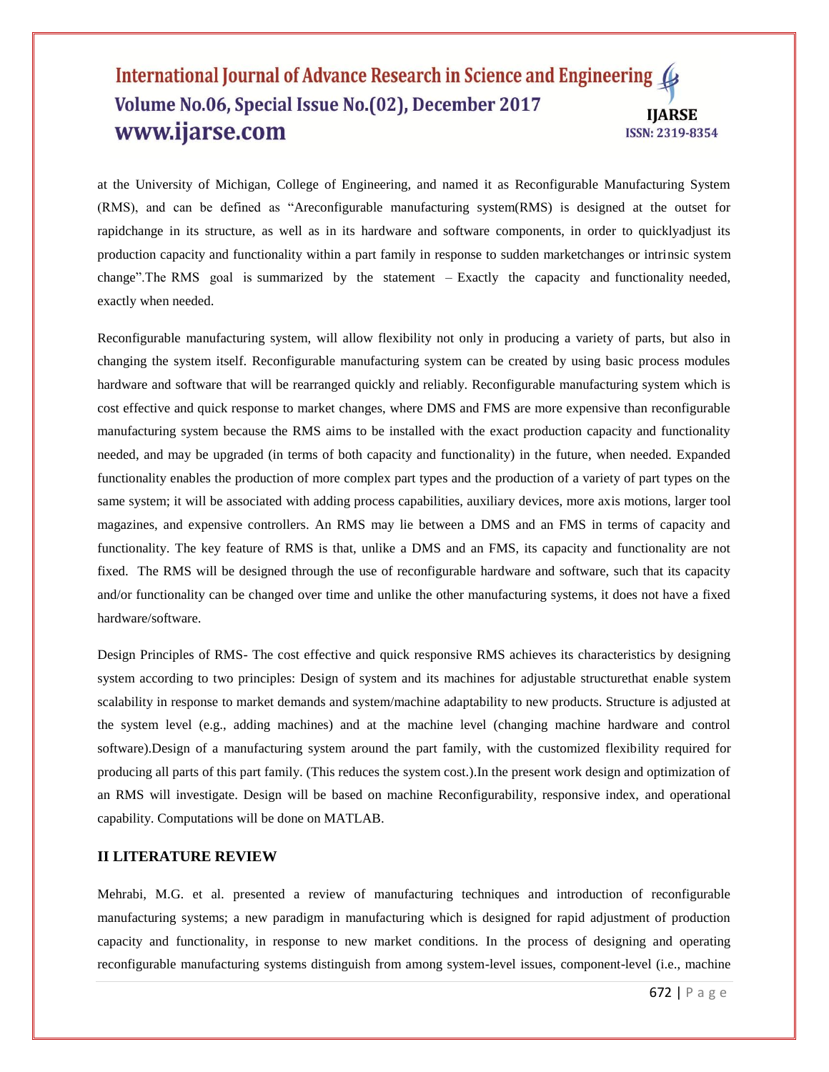at the University of Michigan, College of Engineering, and named it as Reconfigurable Manufacturing System (RMS), and can be defined as "Areconfigurable manufacturing system(RMS) is designed at the outset for rapidchange in its structure, as well as in its hardware and software components, in order to quicklyadjust its production capacity and functionality within a part family in response to sudden marketchanges or intrinsic system change".The RMS goal is summarized by the statement – Exactly the capacity and functionality needed, exactly when needed.

Reconfigurable manufacturing system, will allow flexibility not only in producing a variety of parts, but also in changing the system itself. Reconfigurable manufacturing system can be created by using basic process modules hardware and software that will be rearranged quickly and reliably. Reconfigurable manufacturing system which is cost effective and quick response to market changes, where DMS and FMS are more expensive than reconfigurable manufacturing system because the RMS aims to be installed with the exact production capacity and functionality needed, and may be upgraded (in terms of both capacity and functionality) in the future, when needed. Expanded functionality enables the production of more complex part types and the production of a variety of part types on the same system; it will be associated with adding process capabilities, auxiliary devices, more axis motions, larger tool magazines, and expensive controllers. An RMS may lie between a DMS and an FMS in terms of capacity and functionality. The key feature of RMS is that, unlike a DMS and an FMS, its capacity and functionality are not fixed. The RMS will be designed through the use of reconfigurable hardware and software, such that its capacity and/or functionality can be changed over time and unlike the other manufacturing systems, it does not have a fixed hardware/software.

Design Principles of RMS- The cost effective and quick responsive RMS achieves its characteristics by designing system according to two principles: Design of system and its machines for adjustable structurethat enable system scalability in response to market demands and system/machine adaptability to new products. Structure is adjusted at the system level (e.g., adding machines) and at the machine level (changing machine hardware and control software).Design of a manufacturing system around the part family, with the customized flexibility required for producing all parts of this part family. (This reduces the system cost.).In the present work design and optimization of an RMS will investigate. Design will be based on machine Reconfigurability, responsive index, and operational capability. Computations will be done on MATLAB.

## II LITERATURE REVIEW

Mehrabi, M.G. et al. presented a review of manufacturing techniques and introduction of reconfigurable manufacturing systems; a new paradigm in manufacturing which is designed for rapid adjustment of production capacity and functionality, in response to new market conditions. In the process of designing and operating reconfigurable manufacturing systems distinguish from among system-level issues, component-level (i.e., machine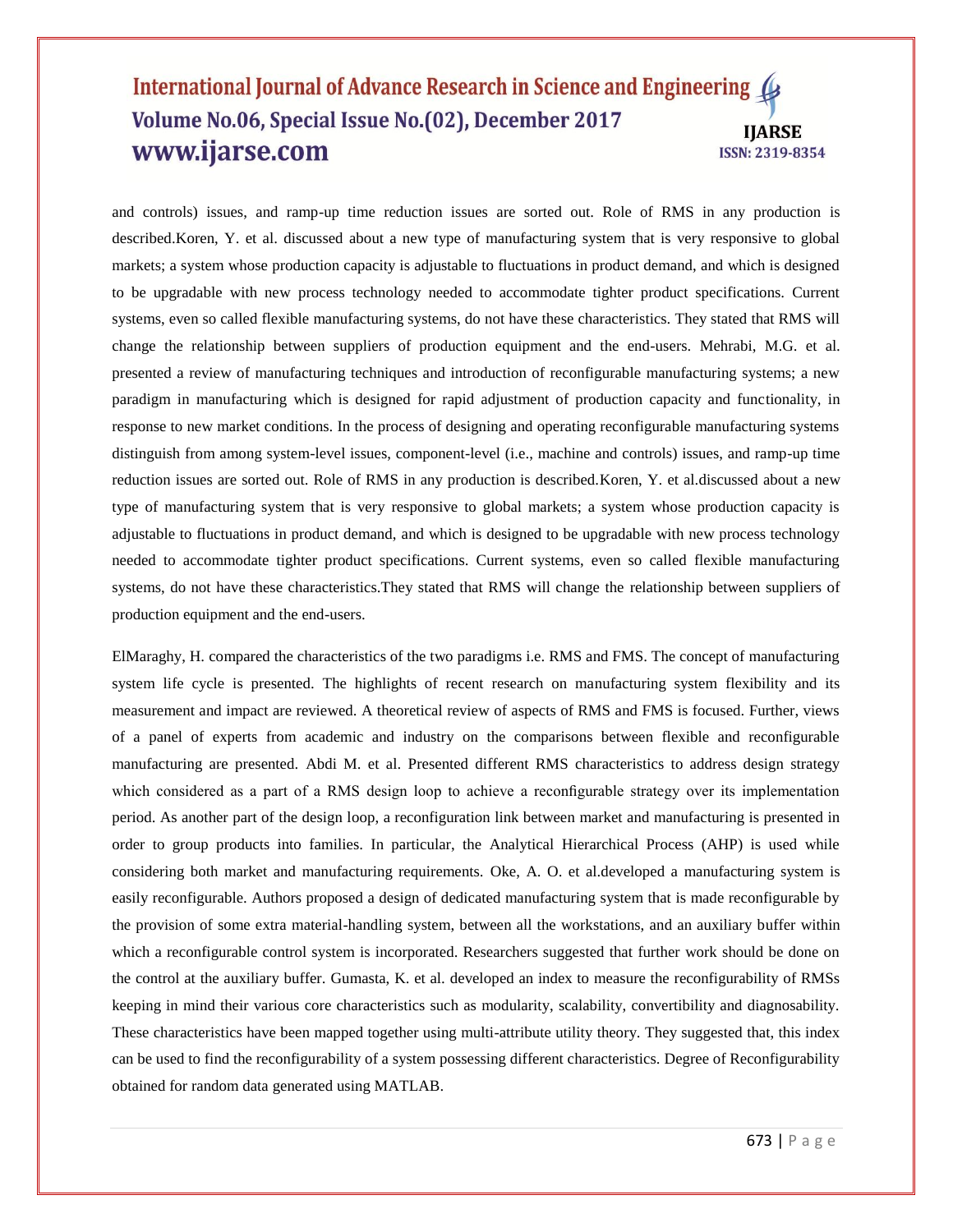and controls) issues, and ramp-up time reduction issues are sorted out. Role of RMS in any production is described.Koren, Y. et al. discussed about a new type of manufacturing system that is very responsive to global markets; a system whose production capacity is adjustable to fluctuations in product demand, and which is designed to be upgradable with new process technology needed to accommodate tighter product specifications. Current systems, even so called flexible manufacturing systems, do not have these characteristics. They stated that RMS will change the relationship between suppliers of production equipment and the end-users. Mehrabi, M.G. et al. presented a review of manufacturing techniques and introduction of reconfigurable manufacturing systems; a new paradigm in manufacturing which is designed for rapid adjustment of production capacity and functionality, in response to new market conditions. In the process of designing and operating reconfigurable manufacturing systems distinguish from among system-level issues, component-level (i.e., machine and controls) issues, and ramp-up time reduction issues are sorted out. Role of RMS in any production is described.Koren, Y. et al.discussed about a new type of manufacturing system that is very responsive to global markets; a system whose production capacity is adjustable to fluctuations in product demand, and which is designed to be upgradable with new process technology needed to accommodate tighter product specifications. Current systems, even so called flexible manufacturing systems, do not have these characteristics.They stated that RMS will change the relationship between suppliers of production equipment and the end-users.

ElMaraghy, H. compared the characteristics of the two paradigms i.e. RMS and FMS. The concept of manufacturing system life cycle is presented. The highlights of recent research on manufacturing system flexibility and its measurement and impact are reviewed. A theoretical review of aspects of RMS and FMS is focused. Further, views of a panel of experts from academic and industry on the comparisons between flexible and reconfigurable manufacturing are presented. Abdi M. et al. Presented different RMS characteristics to address design strategy which considered as a part of a RMS design loop to achieve a reconfigurable strategy over its implementation period. As another part of the design loop, a reconfiguration link between market and manufacturing is presented in order to group products into families. In particular, the Analytical Hierarchical Process (AHP) is used while considering both market and manufacturing requirements. Oke, A. O. et al.developed a manufacturing system is easily reconfigurable. Authors proposed a design of dedicated manufacturing system that is made reconfigurable by the provision of some extra material-handling system, between all the workstations, and an auxiliary buffer within which a reconfigurable control system is incorporated. Researchers suggested that further work should be done on the control at the auxiliary buffer. Gumasta, K. et al. developed an index to measure the reconfigurability of RMSs keeping in mind their various core characteristics such as modularity, scalability, convertibility and diagnosability. These characteristics have been mapped together using multi-attribute utility theory. They suggested that, this index can be used to find the reconfigurability of a system possessing different characteristics. Degree of Reconfigurability obtained for random data generated using MATLAB.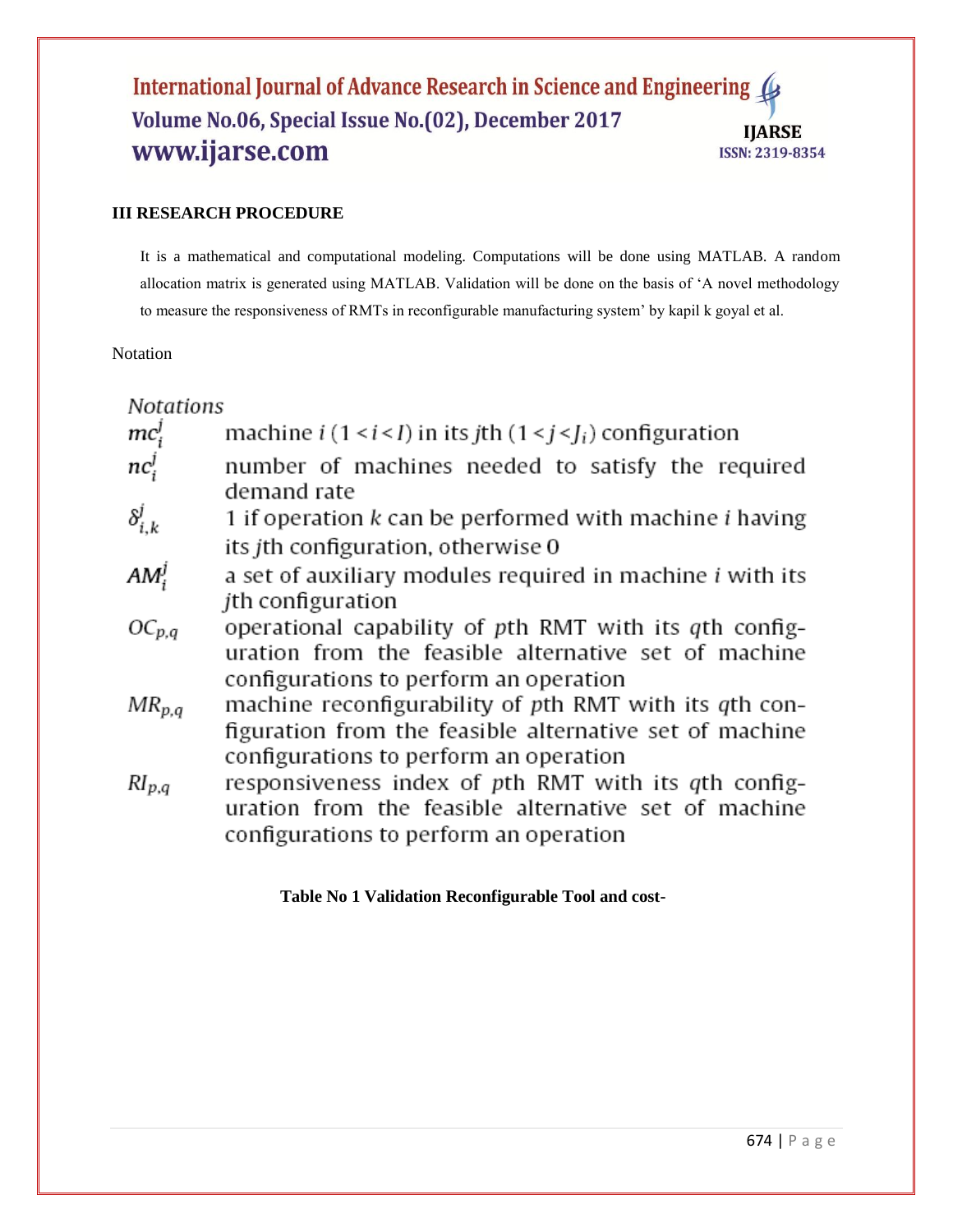## III RESEARCH PROCEDURE

It is a mathematical and computational modeling. Computations will be done using MATLAB. A random allocation matrix is generated using MATLAB. Validation will be done on the basis of 'A novel methodology to measure the responsiveness of RMTs in reconfigurable manufacturing system' by kapil k goyal et al.

Notation

*Notations*

| | |
|---|---|
| $mc_i^j$ | machine $i$ $(1 < i < I)$ in its $j$th $(1 < j < J_i)$ configuration |
| $nc_i^j$ | number of machines needed to satisfy the required demand rate |
| $\delta_{i,k}^j$ | 1 if operation $k$ can be performed with machine $i$ having its $j$th configuration, otherwise 0 |
| $AM_i^j$ | a set of auxiliary modules required in machine $i$ with its $j$th configuration |
| $OC_{p,q}$ | operational capability of $p$th RMT with its $q$th configuration from the feasible alternative set of machine configurations to perform an operation |
| $MR_{p,q}$ | machine reconfigurability of $p$th RMT with its $q$th configuration from the feasible alternative set of machine configurations to perform an operation |
| $RI_{p,q}$ | responsiveness index of $p$th RMT with its $q$th configuration from the feasible alternative set of machine configurations to perform an operation |

**Table No 1 Validation Reconfigurable Tool and cost-**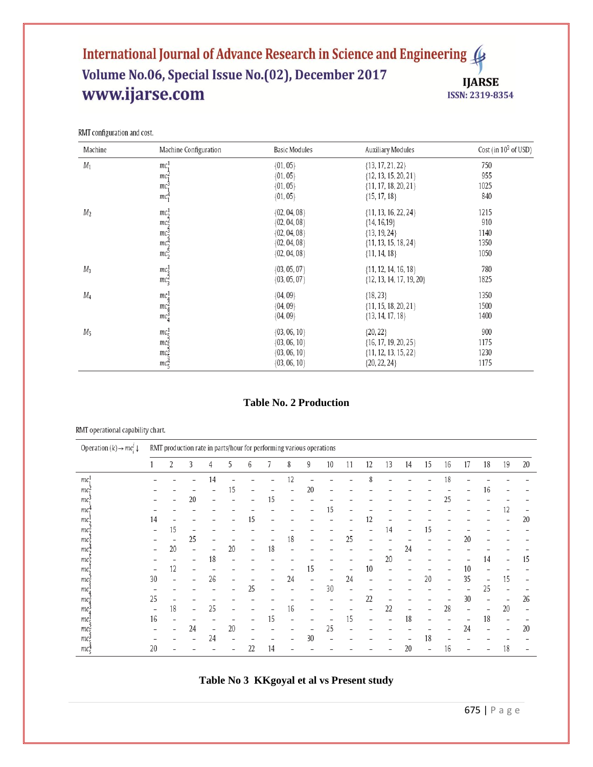RMT configuration and cost.

| Machine | Machine Configuration | Basic Modules | Auxiliary Modules | Cost (in $10^3$ of USD) |
|---|---|---|---|---|
| $M_1$ | $mc_1^1$ | {01, 05} | {13, 17, 21, 22} | 750 |
| | $mc_1^2$ | {01, 05} | {12, 13, 15, 20, 21} | 955 |
| | $mc_1^3$ | {01, 05} | {11, 17, 18, 20, 21} | 1025 |
| | $mc_1^4$ | {01, 05} | {15, 17, 18} | 840 |
| $M_2$ | $mc_2^1$ | {02, 04, 08} | {11, 13, 16, 22, 24} | 1215 |
| | $mc_2^2$ | {02, 04, 08} | {14, 16,19} | 910 |
| | $mc_2^3$ | {02, 04, 08} | {13, 19, 24} | 1140 |
| | $mc_2^4$ | {02, 04, 08} | {11, 13, 15, 18, 24} | 1350 |
| | $mc_2^5$ | {02, 04, 08} | {11, 14, 18} | 1050 |
| $M_3$ | $mc_3^1$ | {03, 05, 07} | {11, 12, 14, 16, 18} | 780 |
| | $mc_3^2$ | {03, 05, 07} | {12, 13, 14, 17, 19, 20} | 1825 |
| $M_4$ | $mc_4^1$ | {04, 09} | {18, 23} | 1350 |
| | $mc_4^2$ | {04, 09} | {11, 15, 18, 20, 21} | 1500 |
| | $mc_4^3$ | {04, 09} | {13, 14, 17, 18} | 1400 |
| $M_5$ | $mc_5^1$ | {03, 06, 10} | {20, 22} | 900 |
| | $mc_5^2$ | {03, 06, 10} | {16, 17, 19, 20, 25} | 1175 |
| | $mc_5^3$ | {03, 06, 10} | {11, 12, 13, 15, 22} | 1230 |
| | $mc_5^4$ | {03, 06, 10} | {20, 22, 24} | 1175 |

**Table No. 2 Production**

RMT operational capability chart.

| Operation $(k) \rightarrow mc_i^j \downarrow$ | RMT production rate in parts/hour for performing various operations | | | | | | | | | | | | | | | | | | | |
|---|---|---|---|---|---|---|---|---|---|---|---|---|---|---|---|---|---|---|---|---|
| | 1 | 2 | 3 | 4 | 5 | 6 | 7 | 8 | 9 | 10 | 11 | 12 | 13 | 14 | 15 | 16 | 17 | 18 | 19 | 20 |
| $mc_1^1$ | – | – | – | 14 | – | – | – | 12 | – | – | – | 8 | – | – | – | 18 | – | – | – | – |
| $mc_1^2$ | – | – | – | – | 15 | – | – | – | 20 | – | – | – | – | – | – | – | – | 16 | – | – |
| $mc_1^3$ | – | – | 20 | – | – | – | 15 | – | – | – | – | – | – | – | – | 25 | – | – | – | – |
| $mc_1^4$ | – | – | – | – | – | – | – | – | – | 15 | – | – | – | – | – | – | – | – | 12 | – |
| $mc_2^1$ | 14 | – | – | – | – | 15 | – | – | – | – | – | 12 | – | – | – | – | – | – | – | 20 |
| $mc_2^2$ | – | 15 | – | – | – | – | – | – | – | – | – | – | 14 | – | 15 | – | – | – | – | – |
| $mc_2^3$ | – | – | 25 | – | – | – | – | 18 | – | – | 25 | – | – | – | – | – | 20 | – | – | – |
| $mc_2^4$ | – | 20 | – | – | 20 | – | 18 | – | – | – | – | – | – | 24 | – | – | – | – | – | – |
| $mc_2^5$ | – | – | – | 18 | – | – | – | – | – | – | – | – | 20 | – | – | – | – | 14 | – | 15 |
| $mc_3^1$ | – | 12 | – | – | – | – | – | – | 15 | – | – | 10 | – | – | – | – | 10 | – | – | – |
| $mc_3^2$ | 30 | – | – | 26 | – | – | – | 24 | – | – | 24 | – | – | – | 20 | – | 35 | – | 15 | – |
| $mc_4^1$ | – | – | – | – | – | 25 | – | – | – | 30 | – | – | – | – | – | – | – | 25 | – | – |
| $mc_4^2$ | 25 | – | – | – | – | – | – | – | – | – | – | 22 | – | – | – | – | 30 | – | – | 26 |
| $mc_4^3$ | – | 18 | – | 25 | – | – | – | 16 | – | – | – | – | 22 | – | – | 28 | – | – | 20 | – |
| $mc_5^1$ | 16 | – | – | – | – | – | 15 | – | – | – | 15 | – | – | 18 | – | – | – | 18 | – | – |
| $mc_5^2$ | – | – | 24 | – | 20 | – | – | – | – | 25 | – | – | – | – | – | – | 24 | – | – | 20 |
| $mc_5^3$ | – | – | – | 24 | – | – | – | – | 30 | – | – | – | – | – | 18 | – | – | – | – | – |
| $mc_5^4$ | 20 | – | – | – | – | 22 | 14 | – | – | – | – | – | – | 20 | – | 16 | – | – | 18 | – |

**Table No 3 KKgoyal et al vs Present study**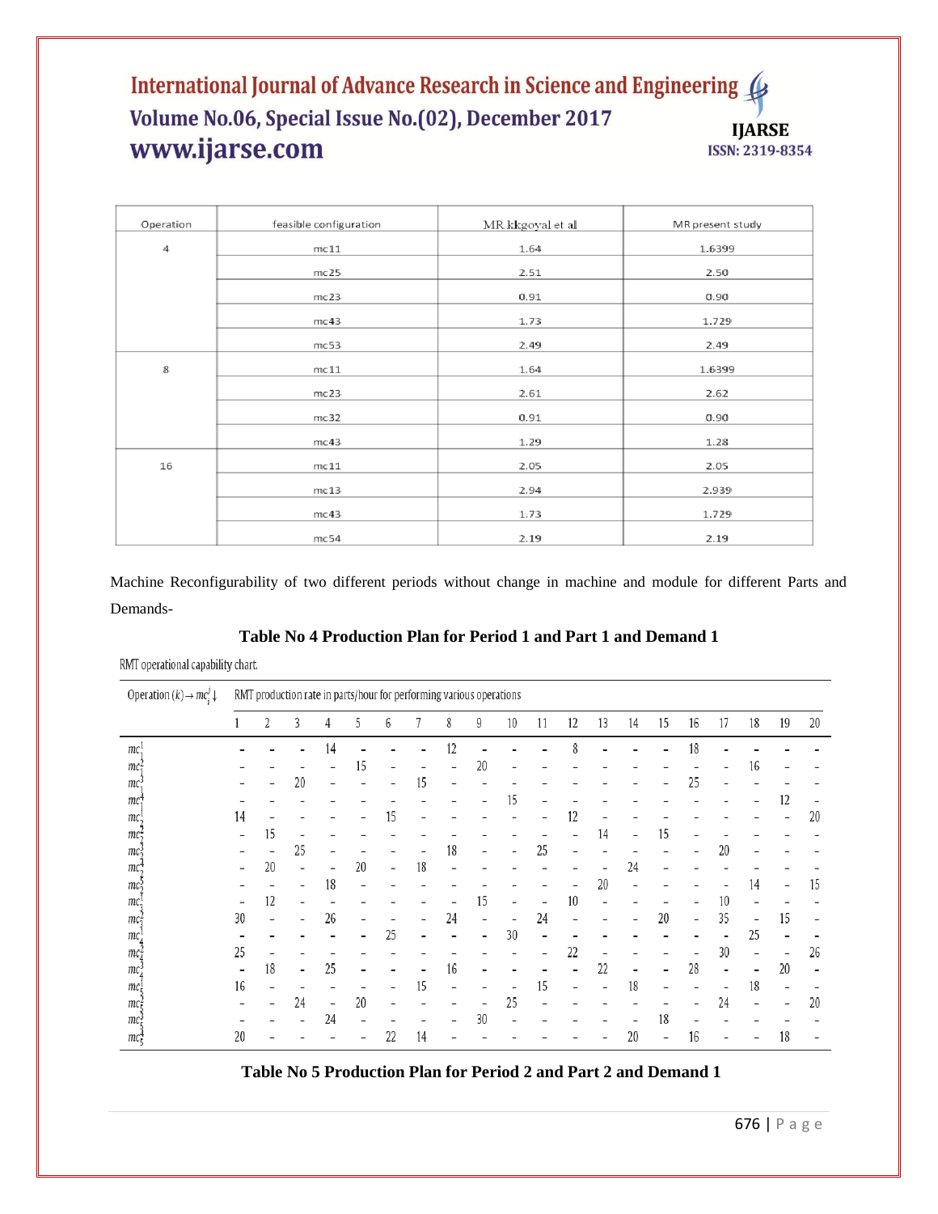| Operation | feasible configuration | MR kkgoyal et al | MR present study |
|---|---|---|---|
| 4 | mc11 | 1.64 | 1.6399 |
| | mc25 | 2.51 | 2.50 |
| | mc23 | 0.91 | 0.90 |
| | mc43 | 1.73 | 1.729 |
| | mc53 | 2.49 | 2.49 |
| 8 | mc11 | 1.64 | 1.6399 |
| | mc23 | 2.61 | 2.62 |
| | mc32 | 0.91 | 0.90 |
| | mc43 | 1.29 | 1.28 |
| 16 | mc11 | 2.05 | 2.05 |
| | mc13 | 2.94 | 2.939 |
| | mc43 | 1.73 | 1.729 |
| | mc54 | 2.19 | 2.19 |

Machine Reconfigurability of two different periods without change in machine and module for different Parts and Demands-

**Table No 4 Production Plan for Period 1 and Part 1 and Demand 1**

RMT operational capability chart.

| Operation $(k) \rightarrow mc_i^j \downarrow$ | RMT production rate in parts/hour for performing various operations | | | | | | | | | | | | | | | | | | | |
|---|---|---|---|---|---|---|---|---|---|---|---|---|---|---|---|---|---|---|---|---|
| | 1 | 2 | 3 | 4 | 5 | 6 | 7 | 8 | 9 | 10 | 11 | 12 | 13 | 14 | 15 | 16 | 17 | 18 | 19 | 20 |
| $mc_1^1$ | - | - | - | 14 | - | - | - | 12 | - | - | - | 8 | - | - | - | 18 | - | - | - | - |
| $mc_1^2$ | - | - | - | - | 15 | - | - | - | 20 | - | - | - | - | - | - | - | - | 16 | - | - |
| $mc_1^3$ | - | - | 20 | - | - | - | 15 | - | - | - | - | - | - | - | - | 25 | - | - | - | - |
| $mc_1^4$ | - | - | - | - | - | - | - | - | - | 15 | - | - | - | - | - | - | - | - | 12 | - |
| $mc_2^1$ | 14 | - | - | - | - | 15 | - | - | - | - | - | 12 | - | - | - | - | - | - | - | 20 |
| $mc_2^2$ | - | 15 | - | - | - | - | - | - | - | - | - | - | 14 | - | 15 | - | - | - | - | - |
| $mc_2^3$ | - | - | 25 | - | - | - | - | 18 | - | - | 25 | - | - | - | - | - | 20 | - | - | - |
| $mc_2^4$ | - | 20 | - | - | 20 | - | 18 | - | - | - | - | - | - | 24 | - | - | - | - | - | - |
| $mc_2^5$ | - | - | - | 18 | - | - | - | - | - | - | - | - | 20 | - | - | - | - | 14 | - | 15 |
| $mc_3^1$ | - | 12 | - | - | - | - | - | - | 15 | - | - | 10 | - | - | - | - | 10 | - | - | - |
| $mc_3^2$ | 30 | - | - | 26 | - | - | - | 24 | - | - | 24 | - | - | - | 20 | - | 35 | - | 15 | - |
| $mc_4^1$ | - | - | - | - | - | 25 | - | - | - | 30 | - | - | - | - | - | - | - | 25 | - | - |
| $mc_4^2$ | 25 | - | - | - | - | - | - | - | - | - | - | 22 | - | - | - | - | 30 | - | - | 26 |
| $mc_4^3$ | - | 18 | - | 25 | - | - | - | 16 | - | - | - | - | 22 | - | - | 28 | - | - | 20 | - |
| $mc_5^1$ | 16 | - | - | - | - | - | 15 | - | - | - | 15 | - | - | 18 | - | - | - | 18 | - | - |
| $mc_5^2$ | - | - | 24 | - | 20 | - | - | - | - | 25 | - | - | - | - | - | - | 24 | - | - | 20 |
| $mc_5^3$ | - | - | - | 24 | - | - | - | - | 30 | - | - | - | - | - | 18 | - | - | - | - | - |
| $mc_5^4$ | 20 | - | - | - | - | 22 | 14 | - | - | - | - | - | - | 20 | - | 16 | - | - | 18 | - |

**Table No 5 Production Plan for Period 2 and Part 2 and Demand 1**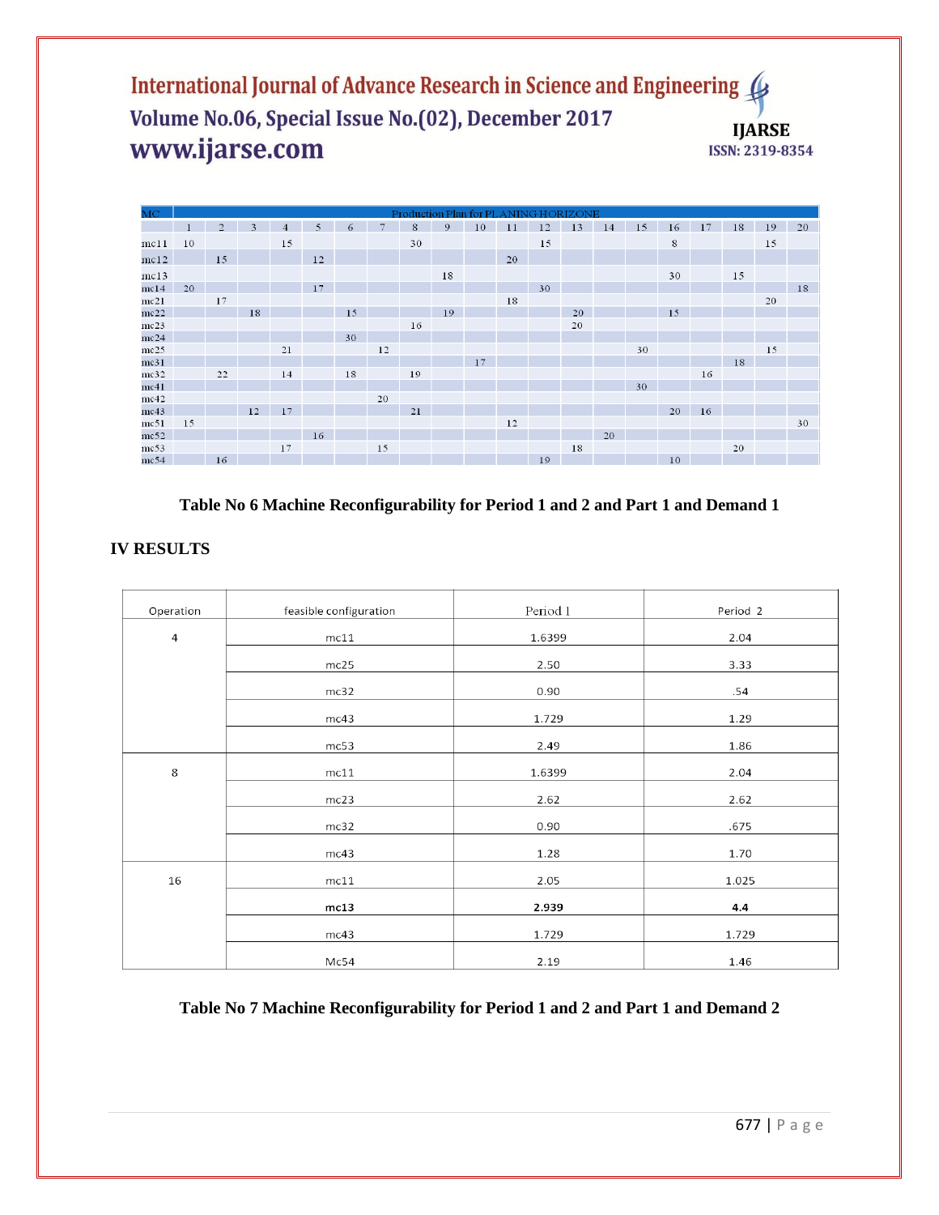| MC | Production Plan for PLANING HORIZONE | | | | | | | | | | | | | | | | | | | |
|---|---|---|---|---|---|---|---|---|---|---|---|---|---|---|---|---|---|---|---|---|
| | 1 | 2 | 3 | 4 | 5 | 6 | 7 | 8 | 9 | 10 | 11 | 12 | 13 | 14 | 15 | 16 | 17 | 18 | 19 | 20 |
| mc11 | 10 | | | 15 | | | | 30 | | | | 15 | | | | 8 | | | 15 | |
| mc12 | | 15 | | | 12 | | | | | | 20 | | | | | | | | | |
| mc13 | | | | | | | | | 18 | | | | | | | 30 | | 15 | | |
| mc14 | 20 | | | | 17 | | | | | | | 30 | | | | | | | | 18 |
| mc21 | | 17 | | | | | | | | | 18 | | | | | | | | 20 | |
| mc22 | | | 18 | | | 15 | | | 19 | | | | 20 | | | 15 | | | | |
| mc23 | | | | | | | | 16 | | | | | 20 | | | | | | | |
| mc24 | | | | | | 30 | | | | | | | | | | | | | | |
| mc25 | | | | 21 | | | 12 | | | | | | | | 30 | | | | 15 | |
| mc31 | | | | | | | | | | 17 | | | | | | | | 18 | | |
| mc32 | | 22 | | 14 | | 18 | | 19 | | | | | | | | | 16 | | | |
| mc41 | | | | | | | | | | | | | | | 30 | | | | | |
| mc42 | | | | | | | 20 | | | | | | | | | | | | | |
| mc43 | | | 12 | 17 | | | | 21 | | | | | | | | 20 | 16 | | | |
| mc51 | 15 | | | | | | | | | | 12 | | | | | | | | | 30 |
| mc52 | | | | | 16 | | | | | | | | | 20 | | | | | | |
| mc53 | | | | 17 | | | 15 | | | | | | 18 | | | | | 20 | | |
| mc54 | | 16 | | | | | | | | | | 19 | | | | 10 | | | | |

**Table No 6 Machine Reconfigurability for Period 1 and 2 and Part 1 and Demand 1**

## IV RESULTS

| Operation | feasible configuration | Period 1 | Period 2 |
|---|---|---|---|
| 4 | mc11 | 1.6399 | 2.04 |
| | mc25 | 2.50 | 3.33 |
| | mc32 | 0.90 | .54 |
| | mc43 | 1.729 | 1.29 |
| | mc53 | 2.49 | 1.86 |
| 8 | mc11 | 1.6399 | 2.04 |
| | mc23 | 2.62 | 2.62 |
| | mc32 | 0.90 | .675 |
| | mc43 | 1.28 | 1.70 |
| 16 | mc11 | 2.05 | 1.025 |
| | **mc13** | **2.939** | **4.4** |
| | mc43 | 1.729 | 1.729 |
| | Mc54 | 2.19 | 1.46 |

**Table No 7 Machine Reconfigurability for Period 1 and 2 and Part 1 and Demand 2**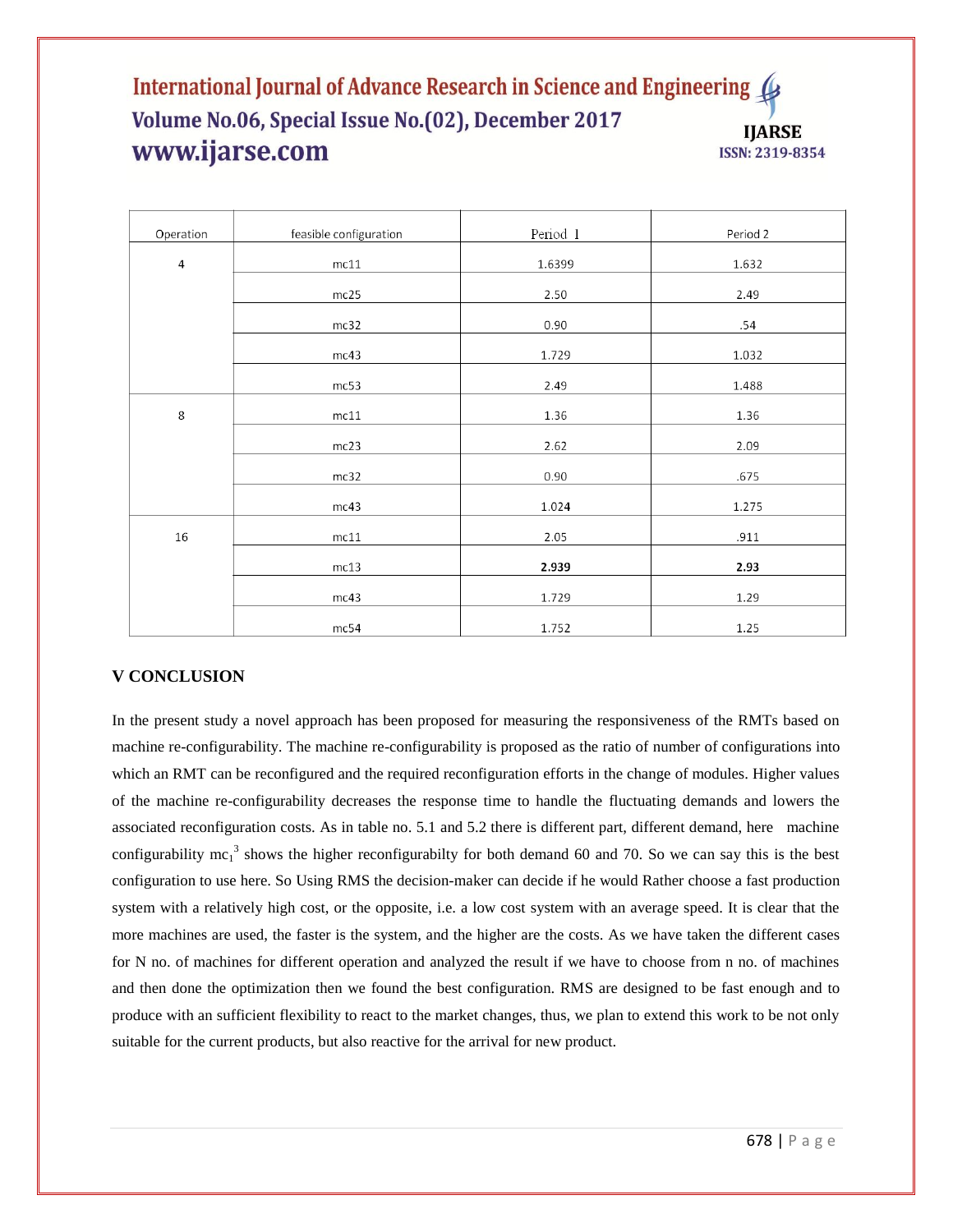| Operation | feasible configuration | Period 1 | Period 2 |
|---|---|---|---|
| 4 | mc11 | 1.6399 | 1.632 |
| | mc25 | 2.50 | 2.49 |
| | mc32 | 0.90 | .54 |
| | mc43 | 1.729 | 1.032 |
| | mc53 | 2.49 | 1.488 |
| 8 | mc11 | 1.36 | 1.36 |
| | mc23 | 2.62 | 2.09 |
| | mc32 | 0.90 | .675 |
| | mc43 | 1.024 | 1.275 |
| 16 | mc11 | 2.05 | .911 |
| | mc13 | **2.939** | **2.93** |
| | mc43 | 1.729 | 1.29 |
| | mc54 | 1.752 | 1.25 |

## V CONCLUSION

In the present study a novel approach has been proposed for measuring the responsiveness of the RMTs based on machine re-configurability. The machine re-configurability is proposed as the ratio of number of configurations into which an RMT can be reconfigured and the required reconfiguration efforts in the change of modules. Higher values of the machine re-configurability decreases the response time to handle the fluctuating demands and lowers the associated reconfiguration costs. As in table no. 5.1 and 5.2 there is different part, different demand, here machine configurability $mc_1^3$ shows the higher reconfigurabilty for both demand 60 and 70. So we can say this is the best configuration to use here. So Using RMS the decision-maker can decide if he would Rather choose a fast production system with a relatively high cost, or the opposite, i.e. a low cost system with an average speed. It is clear that the more machines are used, the faster is the system, and the higher are the costs. As we have taken the different cases for N no. of machines for different operation and analyzed the result if we have to choose from n no. of machines and then done the optimization then we found the best configuration. RMS are designed to be fast enough and to produce with an sufficient flexibility to react to the market changes, thus, we plan to extend this work to be not only suitable for the current products, but also reactive for the arrival for new product.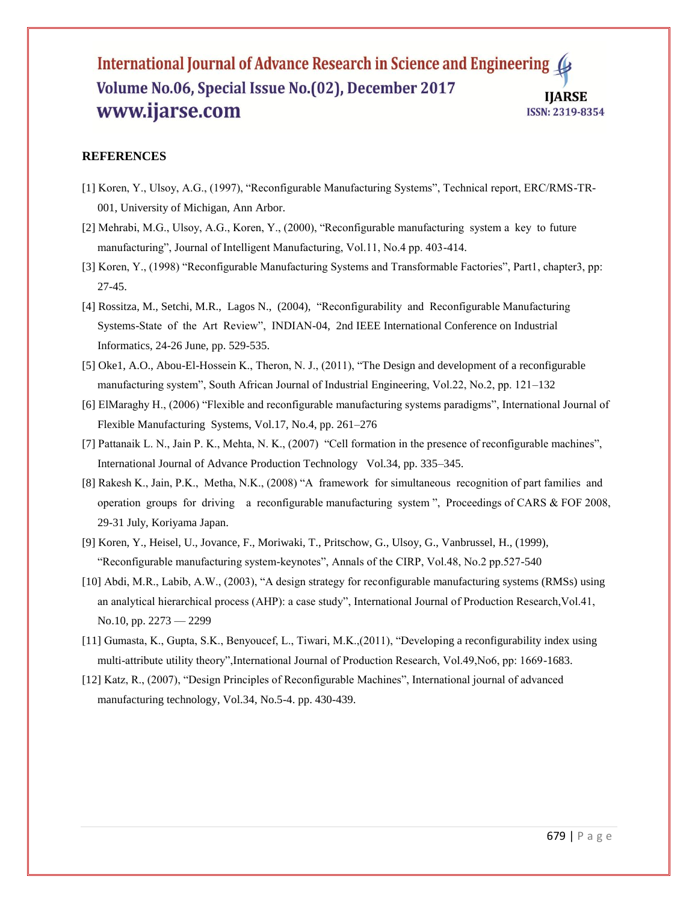## REFERENCES

[1] Koren, Y., Ulsoy, A.G., (1997), "Reconfigurable Manufacturing Systems", Technical report, ERC/RMS-TR-001, University of Michigan, Ann Arbor.

[2] Mehrabi, M.G., Ulsoy, A.G., Koren, Y., (2000), "Reconfigurable manufacturing system a key to future manufacturing", Journal of Intelligent Manufacturing, Vol.11, No.4 pp. 403-414.

[3] Koren, Y., (1998) "Reconfigurable Manufacturing Systems and Transformable Factories", Part1, chapter3, pp: 27-45.

[4] Rossitza, M., Setchi, M.R., Lagos N., (2004), "Reconfigurability and Reconfigurable Manufacturing Systems-State of the Art Review", INDIAN-04, 2nd IEEE International Conference on Industrial Informatics, 24-26 June, pp. 529-535.

[5] Oke1, A.O., Abou-El-Hossein K., Theron, N. J., (2011), "The Design and development of a reconfigurable manufacturing system", South African Journal of Industrial Engineering, Vol.22, No.2, pp. 121–132

[6] ElMaraghy H., (2006) "Flexible and reconfigurable manufacturing systems paradigms", International Journal of Flexible Manufacturing Systems, Vol.17, No.4, pp. 261–276

[7] Pattanaik L. N., Jain P. K., Mehta, N. K., (2007) "Cell formation in the presence of reconfigurable machines", International Journal of Advance Production Technology Vol.34, pp. 335–345.

[8] Rakesh K., Jain, P.K., Metha, N.K., (2008) "A framework for simultaneous recognition of part families and operation groups for driving a reconfigurable manufacturing system ", Proceedings of CARS & FOF 2008, 29-31 July, Koriyama Japan.

[9] Koren, Y., Heisel, U., Jovance, F., Moriwaki, T., Pritschow, G., Ulsoy, G., Vanbrussel, H., (1999), "Reconfigurable manufacturing system-keynotes", Annals of the CIRP, Vol.48, No.2 pp.527-540

[10] Abdi, M.R., Labib, A.W., (2003), "A design strategy for reconfigurable manufacturing systems (RMSs) using an analytical hierarchical process (AHP): a case study", International Journal of Production Research,Vol.41, No.10, pp. 2273 — 2299

[11] Gumasta, K., Gupta, S.K., Benyoucef, L., Tiwari, M.K.,(2011), "Developing a reconfigurability index using multi-attribute utility theory",International Journal of Production Research, Vol.49,No6, pp: 1669-1683.

[12] Katz, R., (2007), "Design Principles of Reconfigurable Machines", International journal of advanced manufacturing technology, Vol.34, No.5-4. pp. 430-439.